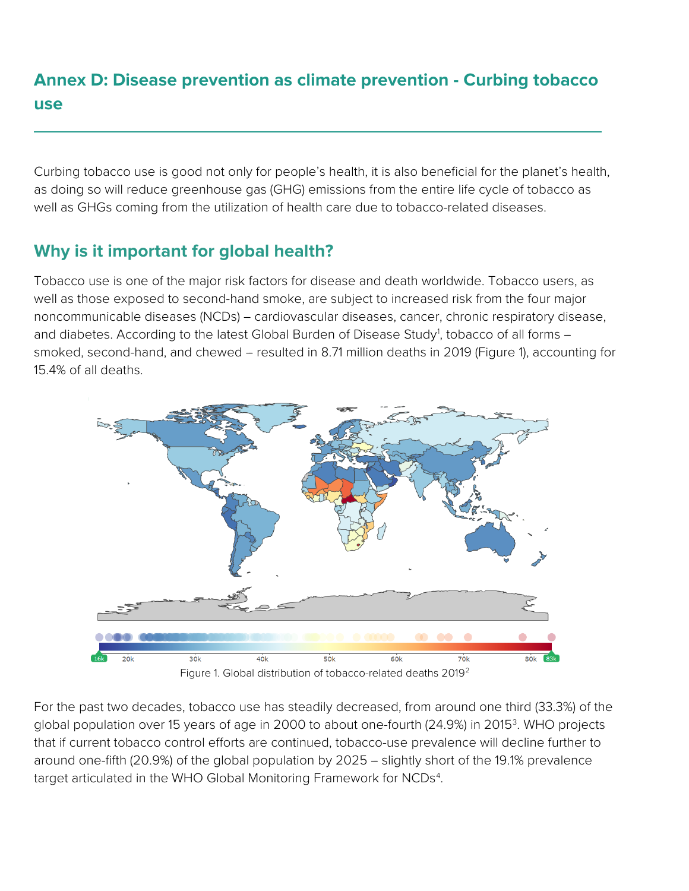## Annex D: Disease prevention as climate prevention - Curbing tobacco use

Curbing tobacco use is good not only for people's health, it is also beneficial for the planet's health, as doing so will reduce greenhouse gas (GHG) emissions from the entire life cycle of tobacco as well as GHGs coming from the utilization of health care due to tobacco-related diseases.

## Why is it important for global health?

Tobacco use is one of the major risk factors for disease and death worldwide. Tobacco users, as well as those exposed to second-hand smoke, are subject to increased risk from the four major noncommunicable diseases (NCDs) – cardiovascular diseases, cancer, chronic respiratory disease, and diabetes. According to the latest Global Burden of Disease Study[1], tobacco of all forms – smoked, second-hand, and chewed – resulted in 8.71 million deaths in 2019 (Figure 1), accounting for 15.4% of all deaths.

Figure 1. Global distribution of tobacco-related deaths 2019[2]

For the past two decades, tobacco use has steadily decreased, from around one third (33.3%) of the global population over 15 years of age in 2000 to about one-fourth (24.9%) in 2015[3]. WHO projects that if current tobacco control efforts are continued, tobacco-use prevalence will decline further to around one-fifth (20.9%) of the global population by 2025 – slightly short of the 19.1% prevalence target articulated in the WHO Global Monitoring Framework for NCDs[4].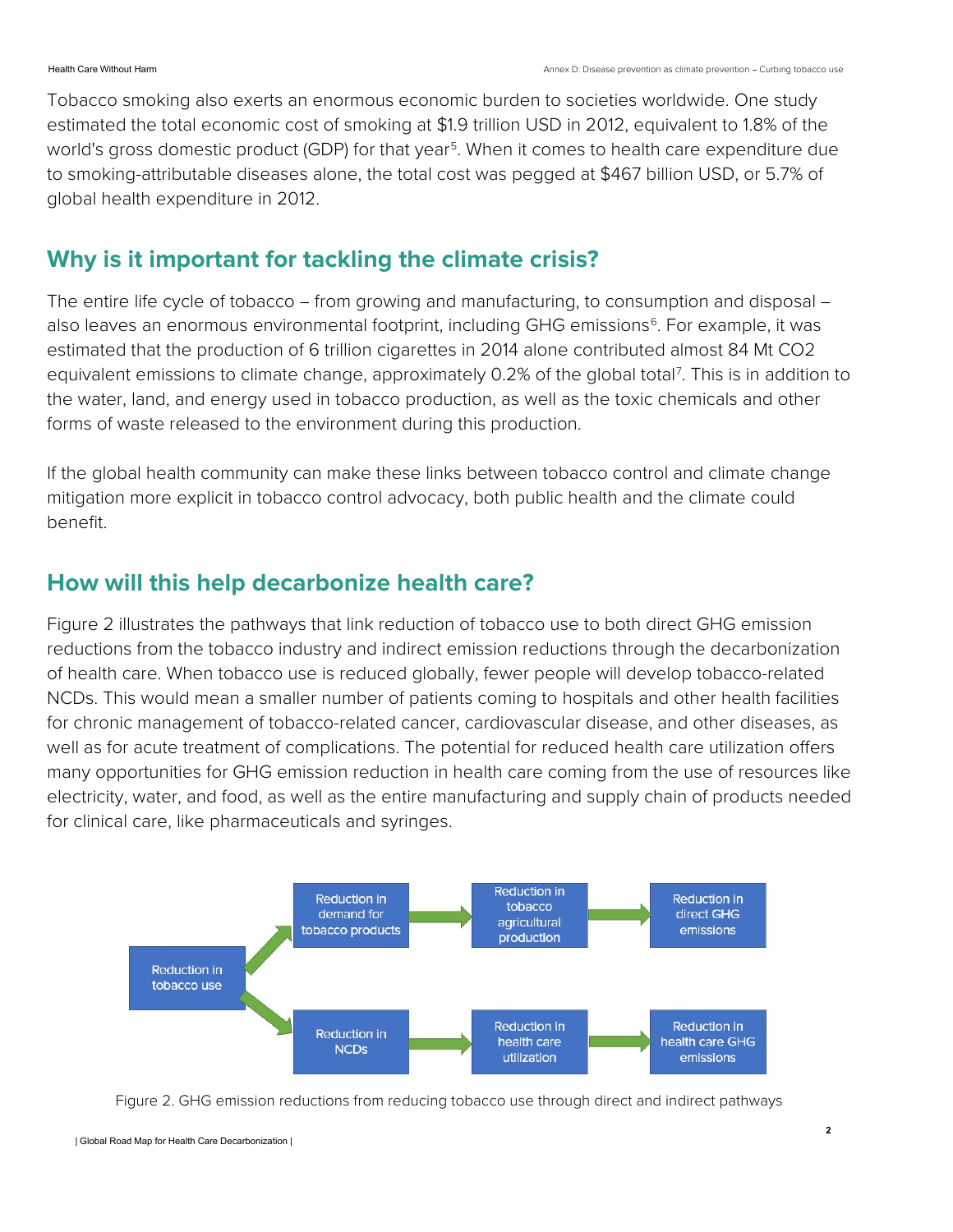Tobacco smoking also exerts an enormous economic burden to societies worldwide. One study estimated the total economic cost of smoking at $1.9 trillion USD in 2012, equivalent to 1.8% of the world's gross domestic product (GDP) for that year[5]. When it comes to health care expenditure due to smoking-attributable diseases alone, the total cost was pegged at $467 billion USD, or 5.7% of global health expenditure in 2012.

## Why is it important for tackling the climate crisis?

The entire life cycle of tobacco – from growing and manufacturing, to consumption and disposal – also leaves an enormous environmental footprint, including GHG emissions[6]. For example, it was estimated that the production of 6 trillion cigarettes in 2014 alone contributed almost 84 Mt $CO_2$ equivalent emissions to climate change, approximately 0.2% of the global total[7]. This is in addition to the water, land, and energy used in tobacco production, as well as the toxic chemicals and other forms of waste released to the environment during this production.

If the global health community can make these links between tobacco control and climate change mitigation more explicit in tobacco control advocacy, both public health and the climate could benefit.

## How will this help decarbonize health care?

Figure 2 illustrates the pathways that link reduction of tobacco use to both direct GHG emission reductions from the tobacco industry and indirect emission reductions through the decarbonization of health care. When tobacco use is reduced globally, fewer people will develop tobacco-related NCDs. This would mean a smaller number of patients coming to hospitals and other health facilities for chronic management of tobacco-related cancer, cardiovascular disease, and other diseases, as well as for acute treatment of complications. The potential for reduced health care utilization offers many opportunities for GHG emission reduction in health care coming from the use of resources like electricity, water, and food, as well as the entire manufacturing and supply chain of products needed for clinical care, like pharmaceuticals and syringes.

Reduction in tobacco use → Reduction in demand for tobacco products → Reduction in tobacco agricultural production → Reduction in direct GHG emissions

Reduction in tobacco use → Reduction in NCDs → Reduction in health care utilization → Reduction in health care GHG emissions

Figure 2. GHG emission reductions from reducing tobacco use through direct and indirect pathways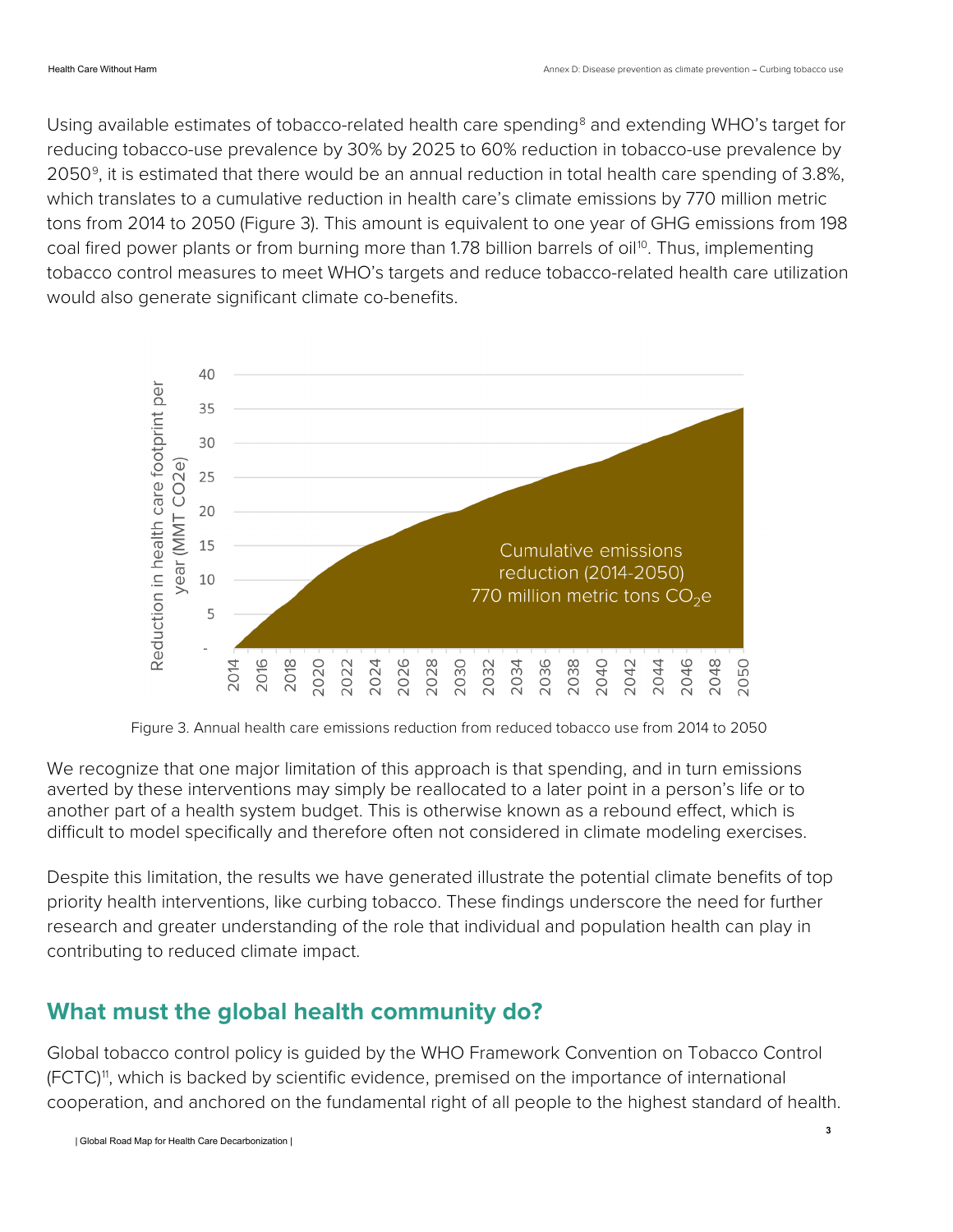Using available estimates of tobacco-related health care spending[8] and extending WHO's target for reducing tobacco-use prevalence by 30% by 2025 to 60% reduction in tobacco-use prevalence by 2050[9], it is estimated that there would be an annual reduction in total health care spending of 3.8%, which translates to a cumulative reduction in health care's climate emissions by 770 million metric tons from 2014 to 2050 (Figure 3). This amount is equivalent to one year of GHG emissions from 198 coal fired power plants or from burning more than 1.78 billion barrels of oil[10]. Thus, implementing tobacco control measures to meet WHO's targets and reduce tobacco-related health care utilization would also generate significant climate co-benefits.

Figure 3. Annual health care emissions reduction from reduced tobacco use from 2014 to 2050

We recognize that one major limitation of this approach is that spending, and in turn emissions averted by these interventions may simply be reallocated to a later point in a person's life or to another part of a health system budget. This is otherwise known as a rebound effect, which is difficult to model specifically and therefore often not considered in climate modeling exercises.

Despite this limitation, the results we have generated illustrate the potential climate benefits of top priority health interventions, like curbing tobacco. These findings underscore the need for further research and greater understanding of the role that individual and population health can play in contributing to reduced climate impact.

## What must the global health community do?

Global tobacco control policy is guided by the WHO Framework Convention on Tobacco Control (FCTC)[11], which is backed by scientific evidence, premised on the importance of international cooperation, and anchored on the fundamental right of all people to the highest standard of health.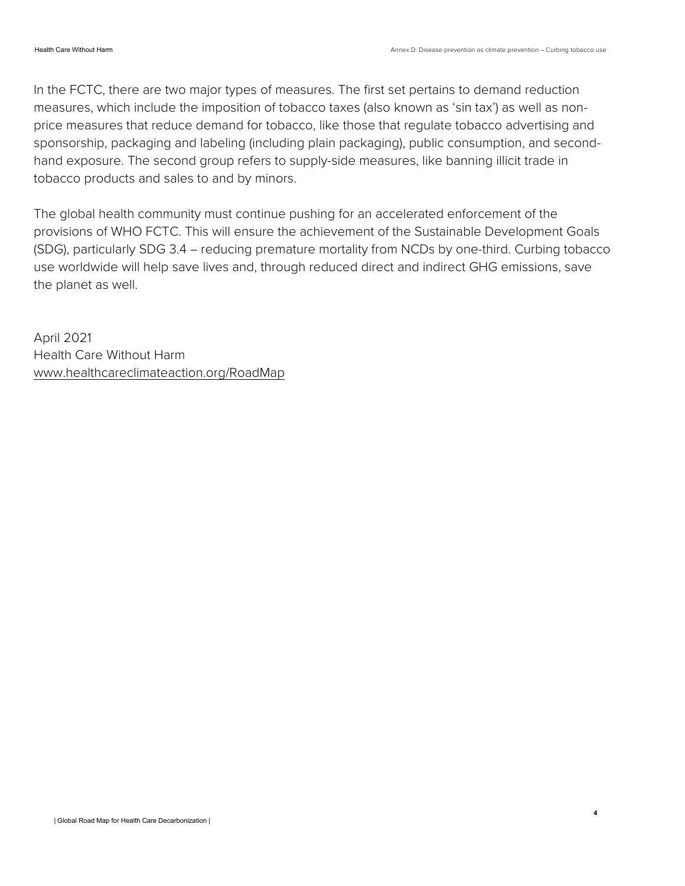In the FCTC, there are two major types of measures. The first set pertains to demand reduction measures, which include the imposition of tobacco taxes (also known as 'sin tax') as well as non-price measures that reduce demand for tobacco, like those that regulate tobacco advertising and sponsorship, packaging and labeling (including plain packaging), public consumption, and second-hand exposure. The second group refers to supply-side measures, like banning illicit trade in tobacco products and sales to and by minors.

The global health community must continue pushing for an accelerated enforcement of the provisions of WHO FCTC. This will ensure the achievement of the Sustainable Development Goals (SDG), particularly SDG 3.4 – reducing premature mortality from NCDs by one-third. Curbing tobacco use worldwide will help save lives and, through reduced direct and indirect GHG emissions, save the planet as well.

April 2021
Health Care Without Harm
www.healthcareclimateaction.org/RoadMap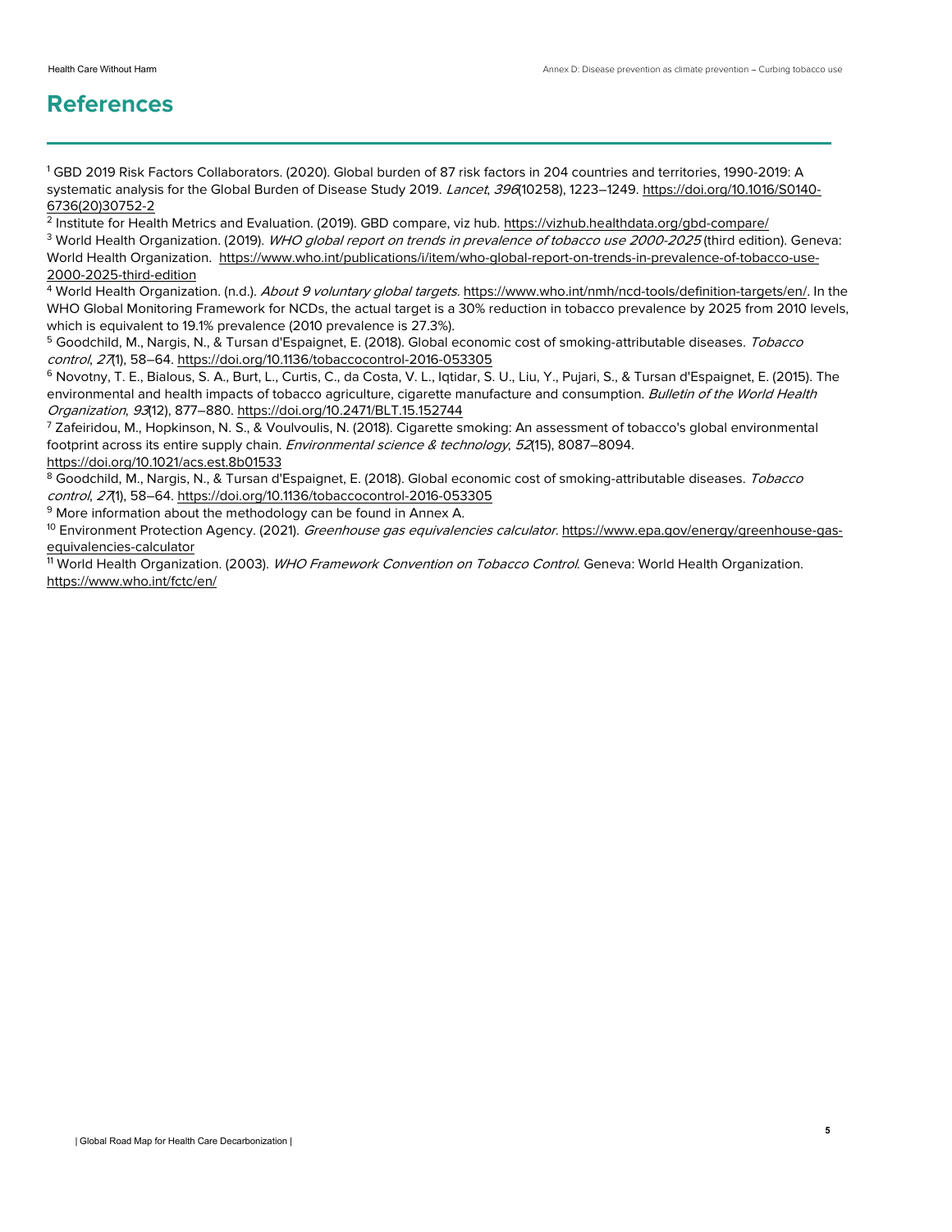# References

[1] GBD 2019 Risk Factors Collaborators. (2020). Global burden of 87 risk factors in 204 countries and territories, 1990-2019: A systematic analysis for the Global Burden of Disease Study 2019. *Lancet*, *396*(10258), 1223–1249. https://doi.org/10.1016/S0140-6736(20)30752-2

[2] Institute for Health Metrics and Evaluation. (2019). GBD compare, viz hub. https://vizhub.healthdata.org/gbd-compare/

[3] World Health Organization. (2019). *WHO global report on trends in prevalence of tobacco use 2000-2025* (third edition). Geneva: World Health Organization. https://www.who.int/publications/i/item/who-global-report-on-trends-in-prevalence-of-tobacco-use-2000-2025-third-edition

[4] World Health Organization. (n.d.). *About 9 voluntary global targets*. https://www.who.int/nmh/ncd-tools/definition-targets/en/. In the WHO Global Monitoring Framework for NCDs, the actual target is a 30% reduction in tobacco prevalence by 2025 from 2010 levels, which is equivalent to 19.1% prevalence (2010 prevalence is 27.3%).

[5] Goodchild, M., Nargis, N., & Tursan d'Espaignet, E. (2018). Global economic cost of smoking-attributable diseases. *Tobacco control*, *27*(1), 58–64. https://doi.org/10.1136/tobaccocontrol-2016-053305

[6] Novotny, T. E., Bialous, S. A., Burt, L., Curtis, C., da Costa, V. L., Iqtidar, S. U., Liu, Y., Pujari, S., & Tursan d'Espaignet, E. (2015). The environmental and health impacts of tobacco agriculture, cigarette manufacture and consumption. *Bulletin of the World Health Organization*, *93*(12), 877–880. https://doi.org/10.2471/BLT.15.152744

[7] Zafeiridou, M., Hopkinson, N. S., & Voulvoulis, N. (2018). Cigarette smoking: An assessment of tobacco's global environmental footprint across its entire supply chain. *Environmental science & technology*, *52*(15), 8087–8094. https://doi.org/10.1021/acs.est.8b01533

[8] Goodchild, M., Nargis, N., & Tursan d'Espaignet, E. (2018). Global economic cost of smoking-attributable diseases. *Tobacco control*, *27*(1), 58–64. https://doi.org/10.1136/tobaccocontrol-2016-053305

[9] More information about the methodology can be found in Annex A.

[10] Environment Protection Agency. (2021). *Greenhouse gas equivalencies calculator.* https://www.epa.gov/energy/greenhouse-gas-equivalencies-calculator

[11] World Health Organization. (2003). *WHO Framework Convention on Tobacco Control*. Geneva: World Health Organization. https://www.who.int/fctc/en/